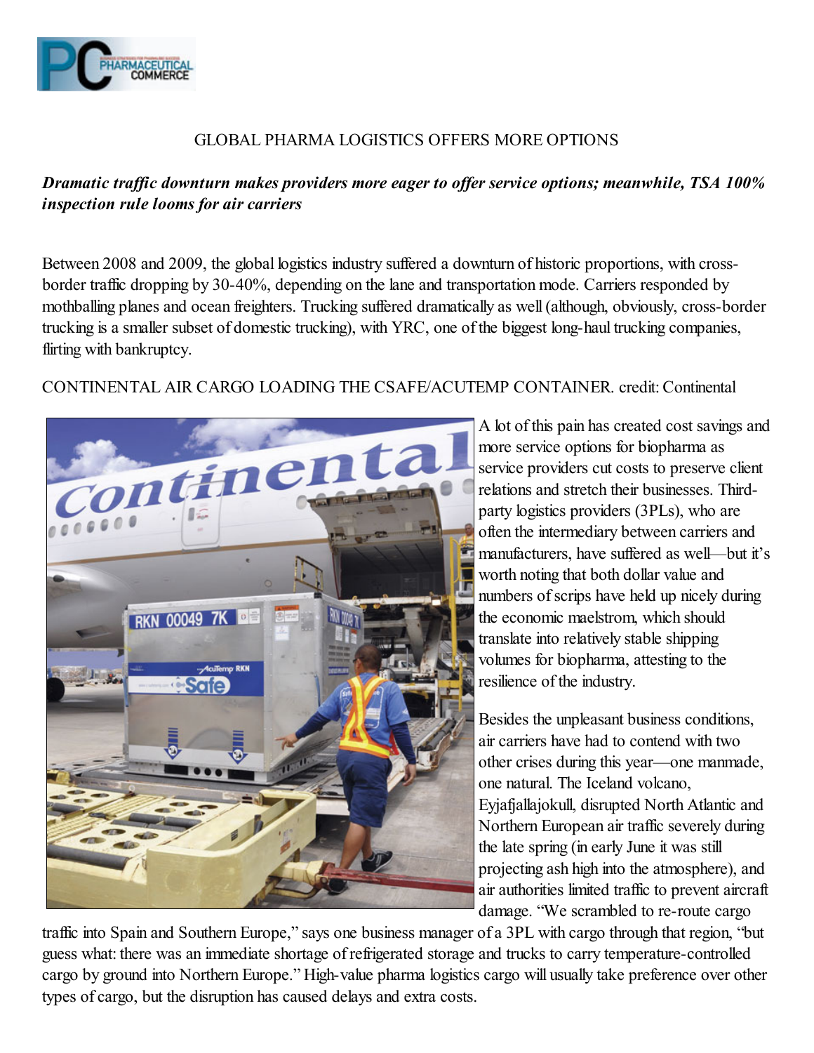# GLOBAL PHARMA LOGISTICS OFFERS MORE OPTIONS

***Dramatic traffic downturn makes providers more eager to offer service options; meanwhile, TSA 100% inspection rule looms for air carriers***

Between 2008 and 2009, the global logistics industry suffered a downturn of historic proportions, with cross-border traffic dropping by 30-40%, depending on the lane and transportation mode. Carriers responded by mothballing planes and ocean freighters. Trucking suffered dramatically as well (although, obviously, cross-border trucking is a smaller subset of domestic trucking), with YRC, one of the biggest long-haul trucking companies, flirting with bankruptcy.

CONTINENTAL AIR CARGO LOADING THE CSAFE/ACUTEMP CONTAINER. credit: Continental

A lot of this pain has created cost savings and more service options for biopharma as service providers cut costs to preserve client relations and stretch their businesses. Third-party logistics providers (3PLs), who are often the intermediary between carriers and manufacturers, have suffered as well—but it's worth noting that both dollar value and numbers of scrips have held up nicely during the economic maelstrom, which should translate into relatively stable shipping volumes for biopharma, attesting to the resilience of the industry.

Besides the unpleasant business conditions, air carriers have had to contend with two other crises during this year—one manmade, one natural. The Iceland volcano, Eyjafjallajokull, disrupted North Atlantic and Northern European air traffic severely during the late spring (in early June it was still projecting ash high into the atmosphere), and air authorities limited traffic to prevent aircraft damage. "We scrambled to re-route cargo traffic into Spain and Southern Europe," says one business manager of a 3PL with cargo through that region, "but guess what: there was an immediate shortage of refrigerated storage and trucks to carry temperature-controlled cargo by ground into Northern Europe." High-value pharma logistics cargo will usually take preference over other types of cargo, but the disruption has caused delays and extra costs.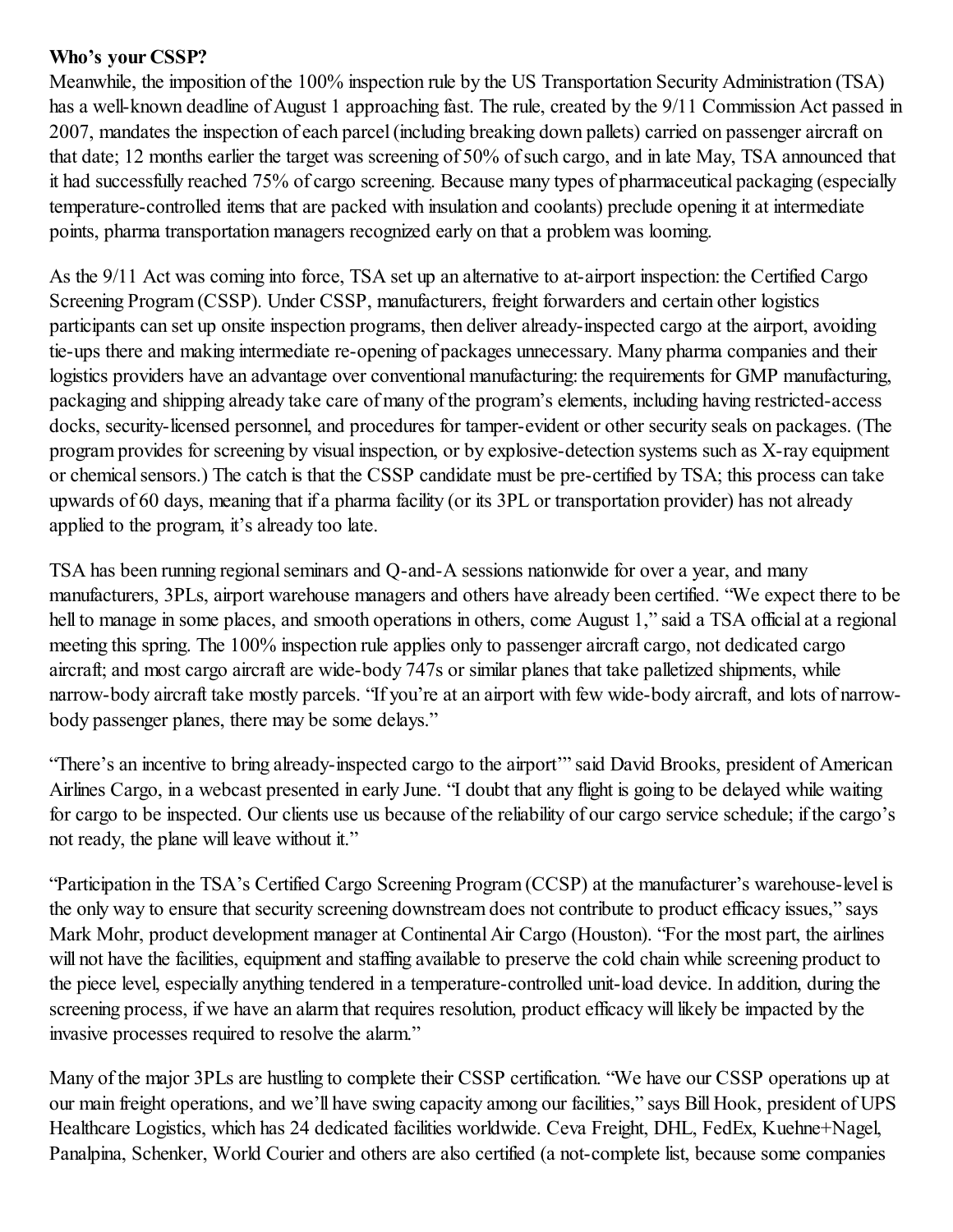**Who's your CSSP?**

Meanwhile, the imposition of the 100% inspection rule by the US Transportation Security Administration (TSA) has a well-known deadline of August 1 approaching fast. The rule, created by the 9/11 Commission Act passed in 2007, mandates the inspection of each parcel (including breaking down pallets) carried on passenger aircraft on that date; 12 months earlier the target was screening of 50% of such cargo, and in late May, TSA announced that it had successfully reached 75% of cargo screening. Because many types of pharmaceutical packaging (especially temperature-controlled items that are packed with insulation and coolants) preclude opening it at intermediate points, pharma transportation managers recognized early on that a problem was looming.

As the 9/11 Act was coming into force, TSA set up an alternative to at-airport inspection: the Certified Cargo Screening Program (CSSP). Under CSSP, manufacturers, freight forwarders and certain other logistics participants can set up onsite inspection programs, then deliver already-inspected cargo at the airport, avoiding tie-ups there and making intermediate re-opening of packages unnecessary. Many pharma companies and their logistics providers have an advantage over conventional manufacturing: the requirements for GMP manufacturing, packaging and shipping already take care of many of the program's elements, including having restricted-access docks, security-licensed personnel, and procedures for tamper-evident or other security seals on packages. (The program provides for screening by visual inspection, or by explosive-detection systems such as X-ray equipment or chemical sensors.) The catch is that the CSSP candidate must be pre-certified by TSA; this process can take upwards of 60 days, meaning that if a pharma facility (or its 3PL or transportation provider) has not already applied to the program, it's already too late.

TSA has been running regional seminars and Q-and-A sessions nationwide for over a year, and many manufacturers, 3PLs, airport warehouse managers and others have already been certified. "We expect there to be hell to manage in some places, and smooth operations in others, come August 1," said a TSA official at a regional meeting this spring. The 100% inspection rule applies only to passenger aircraft cargo, not dedicated cargo aircraft; and most cargo aircraft are wide-body 747s or similar planes that take palletized shipments, while narrow-body aircraft take mostly parcels. "If you're at an airport with few wide-body aircraft, and lots of narrow-body passenger planes, there may be some delays."

"There's an incentive to bring already-inspected cargo to the airport'" said David Brooks, president of American Airlines Cargo, in a webcast presented in early June. "I doubt that any flight is going to be delayed while waiting for cargo to be inspected. Our clients use us because of the reliability of our cargo service schedule; if the cargo's not ready, the plane will leave without it."

"Participation in the TSA's Certified Cargo Screening Program (CCSP) at the manufacturer's warehouse-level is the only way to ensure that security screening downstream does not contribute to product efficacy issues," says Mark Mohr, product development manager at Continental Air Cargo (Houston). "For the most part, the airlines will not have the facilities, equipment and staffing available to preserve the cold chain while screening product to the piece level, especially anything tendered in a temperature-controlled unit-load device. In addition, during the screening process, if we have an alarm that requires resolution, product efficacy will likely be impacted by the invasive processes required to resolve the alarm."

Many of the major 3PLs are hustling to complete their CSSP certification. "We have our CSSP operations up at our main freight operations, and we'll have swing capacity among our facilities," says Bill Hook, president of UPS Healthcare Logistics, which has 24 dedicated facilities worldwide. Ceva Freight, DHL, FedEx, Kuehne+Nagel, Panalpina, Schenker, World Courier and others are also certified (a not-complete list, because some companies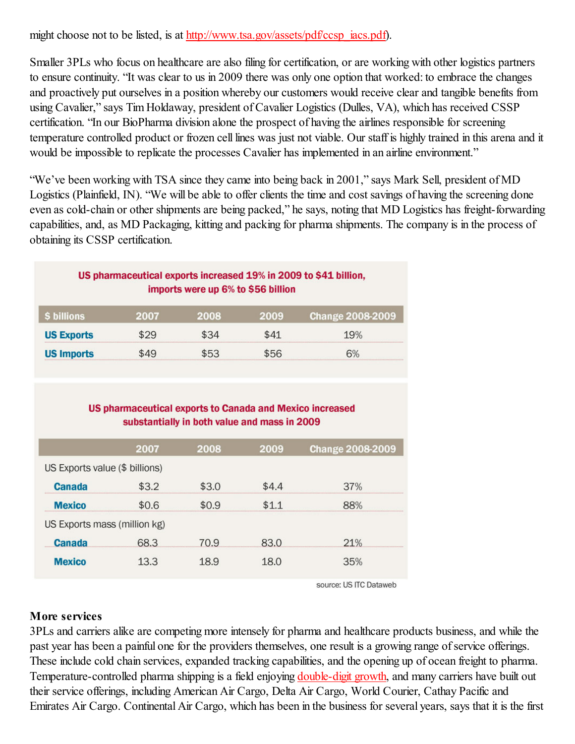might choose not to be listed, is at [http://www.tsa.gov/assets/pdf/ccsp_iacs.pdf](http://www.tsa.gov/assets/pdf/ccsp_iacs.pdf)).

Smaller 3PLs who focus on healthcare are also filing for certification, or are working with other logistics partners to ensure continuity. "It was clear to us in 2009 there was only one option that worked: to embrace the changes and proactively put ourselves in a position whereby our customers would receive clear and tangible benefits from using Cavalier," says Tim Holdaway, president of Cavalier Logistics (Dulles, VA), which has received CSSP certification. "In our BioPharma division alone the prospect of having the airlines responsible for screening temperature controlled product or frozen cell lines was just not viable. Our staff is highly trained in this arena and it would be impossible to replicate the processes Cavalier has implemented in an airline environment."

"We've been working with TSA since they came into being back in 2001," says Mark Sell, president of MD Logistics (Plainfield, IN). "We will be able to offer clients the time and cost savings of having the screening done even as cold-chain or other shipments are being packed," he says, noting that MD Logistics has freight-forwarding capabilities, and, as MD Packaging, kitting and packing for pharma shipments. The company is in the process of obtaining its CSSP certification.

**US pharmaceutical exports increased 19% in 2009 to $41 billion, imports were up 6% to $56 billion**

| $ billions | 2007 | 2008 | 2009 | Change 2008-2009 |
|---|---|---|---|---|
| US Exports | $29 | $34 | $41 | 19% |
| US Imports | $49 | $53 | $56 | 6% |

**US pharmaceutical exports to Canada and Mexico increased substantially in both value and mass in 2009**

| | 2007 | 2008 | 2009 | Change 2008-2009 |
|---|---|---|---|---|
| US Exports value ($ billions) | | | | |
| Canada | $3.2 | $3.0 | $4.4 | 37% |
| Mexico | $0.6 | $0.9 | $1.1 | 88% |
| US Exports mass (million kg) | | | | |
| Canada | 68.3 | 70.9 | 83.0 | 21% |
| Mexico | 13.3 | 18.9 | 18.0 | 35% |

source: US ITC Dataweb

**More services**

3PLs and carriers alike are competing more intensely for pharma and healthcare products business, and while the past year has been a painful one for the providers themselves, one result is a growing range of service offerings. These include cold chain services, expanded tracking capabilities, and the opening up of ocean freight to pharma. Temperature-controlled pharma shipping is a field enjoying double-digit growth, and many carriers have built out their service offerings, including American Air Cargo, Delta Air Cargo, World Courier, Cathay Pacific and Emirates Air Cargo. Continental Air Cargo, which has been in the business for several years, says that it is the first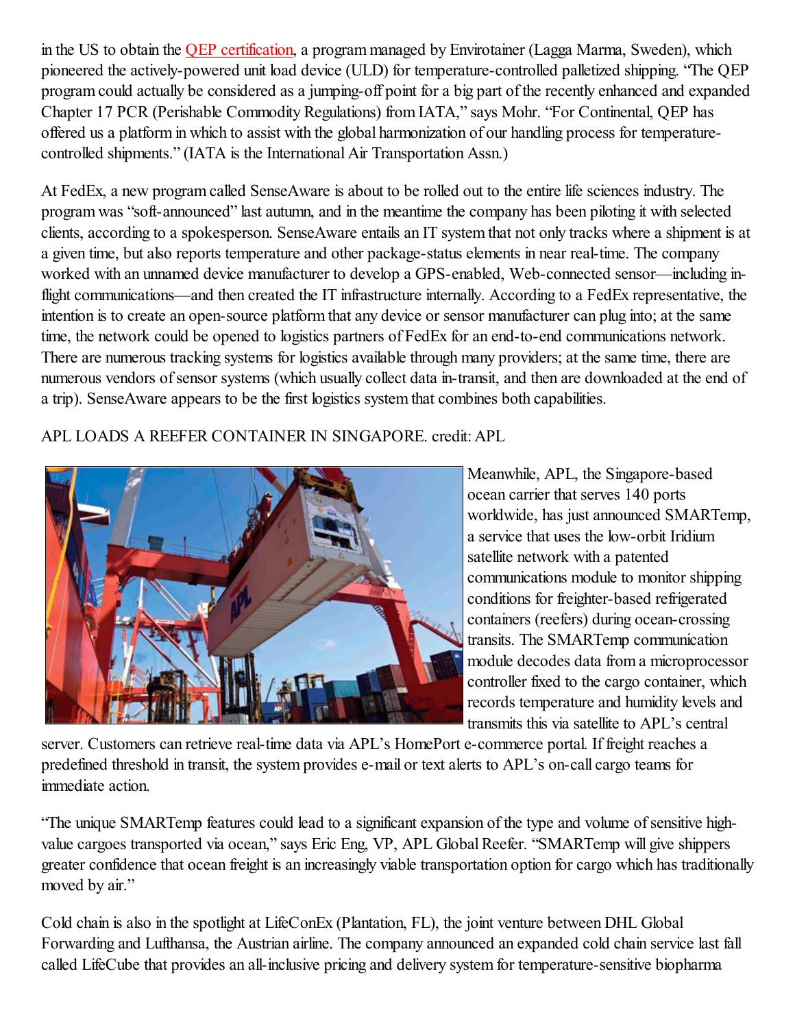in the US to obtain the QEP certification, a program managed by Envirotainer (Lagga Marma, Sweden), which pioneered the actively-powered unit load device (ULD) for temperature-controlled palletized shipping. "The QEP program could actually be considered as a jumping-off point for a big part of the recently enhanced and expanded Chapter 17 PCR (Perishable Commodity Regulations) from IATA," says Mohr. "For Continental, QEP has offered us a platform in which to assist with the global harmonization of our handling process for temperature-controlled shipments." (IATA is the International Air Transportation Assn.)

At FedEx, a new program called SenseAware is about to be rolled out to the entire life sciences industry. The program was "soft-announced" last autumn, and in the meantime the company has been piloting it with selected clients, according to a spokesperson. SenseAware entails an IT system that not only tracks where a shipment is at a given time, but also reports temperature and other package-status elements in near real-time. The company worked with an unnamed device manufacturer to develop a GPS-enabled, Web-connected sensor—including in-flight communications—and then created the IT infrastructure internally. According to a FedEx representative, the intention is to create an open-source platform that any device or sensor manufacturer can plug into; at the same time, the network could be opened to logistics partners of FedEx for an end-to-end communications network. There are numerous tracking systems for logistics available through many providers; at the same time, there are numerous vendors of sensor systems (which usually collect data in-transit, and then are downloaded at the end of a trip). SenseAware appears to be the first logistics system that combines both capabilities.

APL LOADS A REEFER CONTAINER IN SINGAPORE. credit: APL

Meanwhile, APL, the Singapore-based ocean carrier that serves 140 ports worldwide, has just announced SMARTemp, a service that uses the low-orbit Iridium satellite network with a patented communications module to monitor shipping conditions for freighter-based refrigerated containers (reefers) during ocean-crossing transits. The SMARTemp communication module decodes data from a microprocessor controller fixed to the cargo container, which records temperature and humidity levels and transmits this via satellite to APL's central server. Customers can retrieve real-time data via APL's HomePort e-commerce portal. If freight reaches a predefined threshold in transit, the system provides e-mail or text alerts to APL's on-call cargo teams for immediate action.

"The unique SMARTemp features could lead to a significant expansion of the type and volume of sensitive high-value cargoes transported via ocean," says Eric Eng, VP, APL Global Reefer. "SMARTemp will give shippers greater confidence that ocean freight is an increasingly viable transportation option for cargo which has traditionally moved by air."

Cold chain is also in the spotlight at LifeConEx (Plantation, FL), the joint venture between DHL Global Forwarding and Lufthansa, the Austrian airline. The company announced an expanded cold chain service last fall called LifeCube that provides an all-inclusive pricing and delivery system for temperature-sensitive biopharma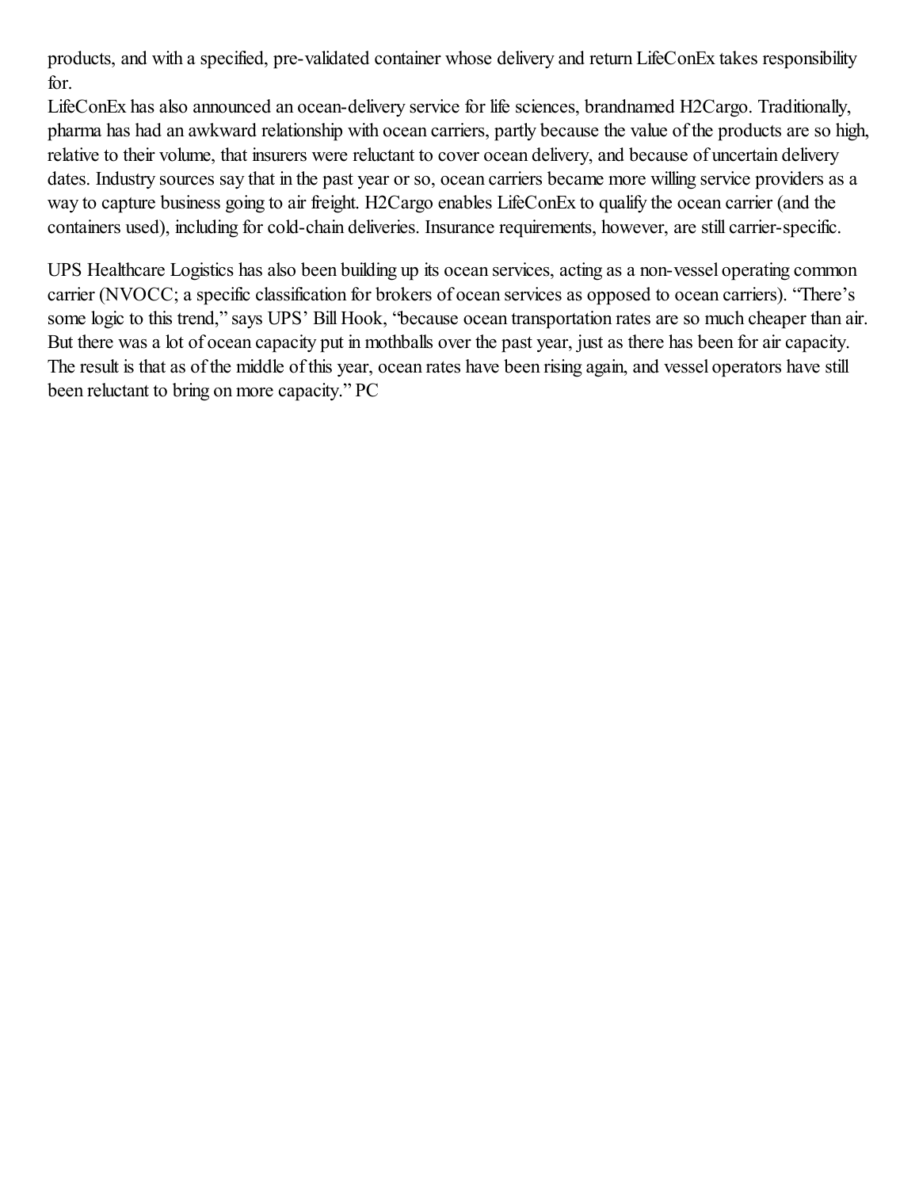products, and with a specified, pre-validated container whose delivery and return LifeConEx takes responsibility for.

LifeConEx has also announced an ocean-delivery service for life sciences, brandnamed H2Cargo. Traditionally, pharma has had an awkward relationship with ocean carriers, partly because the value of the products are so high, relative to their volume, that insurers were reluctant to cover ocean delivery, and because of uncertain delivery dates. Industry sources say that in the past year or so, ocean carriers became more willing service providers as a way to capture business going to air freight. H2Cargo enables LifeConEx to qualify the ocean carrier (and the containers used), including for cold-chain deliveries. Insurance requirements, however, are still carrier-specific.

UPS Healthcare Logistics has also been building up its ocean services, acting as a non-vessel operating common carrier (NVOCC; a specific classification for brokers of ocean services as opposed to ocean carriers). "There's some logic to this trend," says UPS' Bill Hook, "because ocean transportation rates are so much cheaper than air. But there was a lot of ocean capacity put in mothballs over the past year, just as there has been for air capacity. The result is that as of the middle of this year, ocean rates have been rising again, and vessel operators have still been reluctant to bring on more capacity." PC